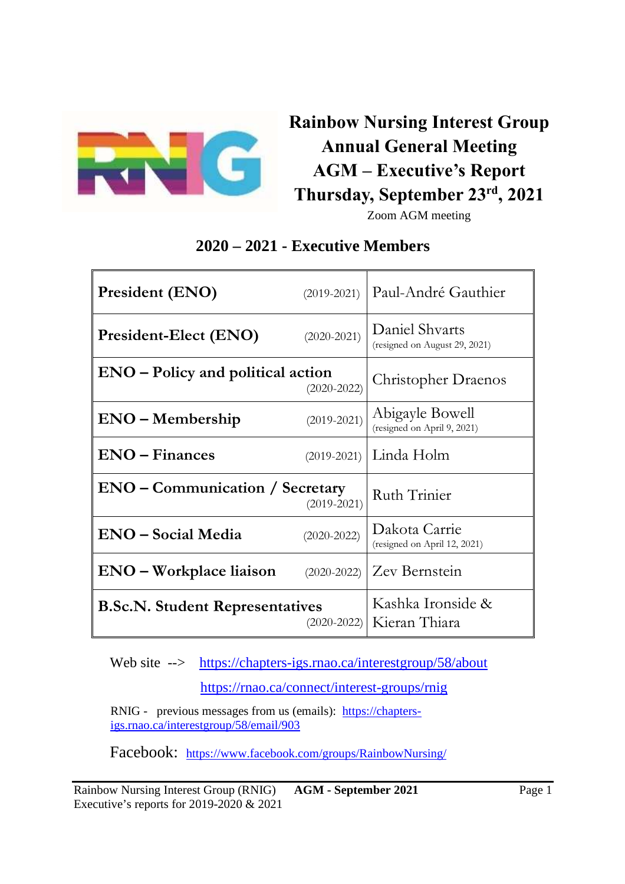# Rainbow Nursing Interest Group Annual General Meeting AGM – Executive's Report Thursday, September 23rd, 2021

Zoom AGM meeting

## 2020 – 2021 - Executive Members

| Position | Term | Member |
|---|---|---|
| **President (ENO)** | (2019-2021) | Paul-André Gauthier |
| **President-Elect (ENO)** | (2020-2021) | Daniel Shvarts (resigned on August 29, 2021) |
| **ENO – Policy and political action** | (2020-2022) | Christopher Draenos |
| **ENO – Membership** | (2019-2021) | Abigayle Bowell (resigned on April 9, 2021) |
| **ENO – Finances** | (2019-2021) | Linda Holm |
| **ENO – Communication / Secretary** | (2019-2021) | Ruth Trinier |
| **ENO – Social Media** | (2020-2022) | Dakota Carrie (resigned on April 12, 2021) |
| **ENO – Workplace liaison** | (2020-2022) | Zev Bernstein |
| **B.Sc.N. Student Representatives** | (2020-2022) | Kashka Ironside & Kieran Thiara |

Web site --> https://chapters-igs.rnao.ca/interestgroup/58/about

https://rnao.ca/connect/interest-groups/rnig

RNIG - previous messages from us (emails): https://chapters-igs.rnao.ca/interestgroup/58/email/903

Facebook: https://www.facebook.com/groups/RainbowNursing/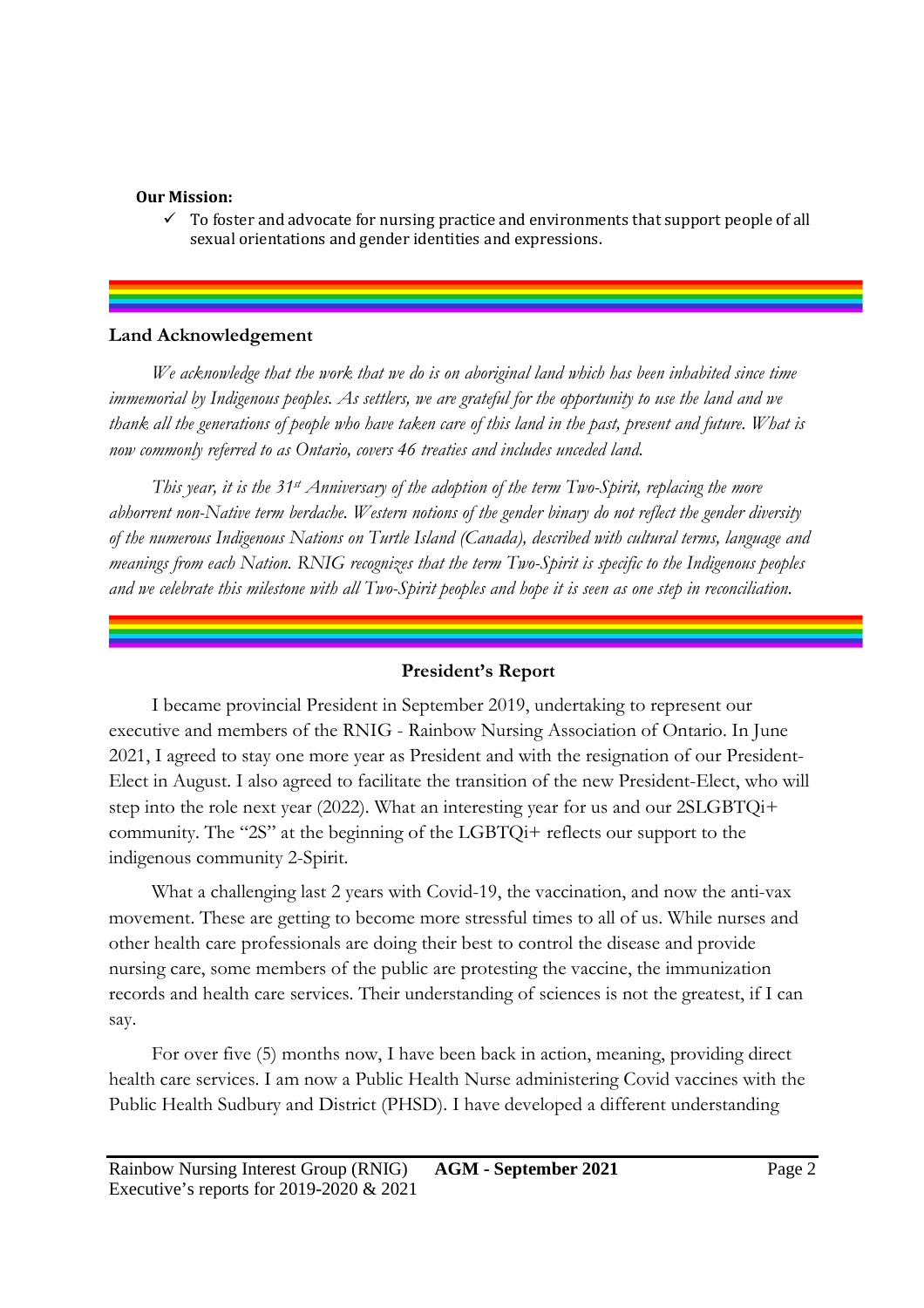**Our Mission:**

- ✓ To foster and advocate for nursing practice and environments that support people of all sexual orientations and gender identities and expressions.

---

### Land Acknowledgement

*We acknowledge that the work that we do is on aboriginal land which has been inhabited since time immemorial by Indigenous peoples. As settlers, we are grateful for the opportunity to use the land and we thank all the generations of people who have taken care of this land in the past, present and future. What is now commonly referred to as Ontario, covers 46 treaties and includes unceded land.*

*This year, it is the 31st Anniversary of the adoption of the term Two-Spirit, replacing the more abhorrent non-Native term berdache. Western notions of the gender binary do not reflect the gender diversity of the numerous Indigenous Nations on Turtle Island (Canada), described with cultural terms, language and meanings from each Nation. RNIG recognizes that the term Two-Spirit is specific to the Indigenous peoples and we celebrate this milestone with all Two-Spirit peoples and hope it is seen as one step in reconciliation.*

---

### President's Report

I became provincial President in September 2019, undertaking to represent our executive and members of the RNIG - Rainbow Nursing Association of Ontario. In June 2021, I agreed to stay one more year as President and with the resignation of our President-Elect in August. I also agreed to facilitate the transition of the new President-Elect, who will step into the role next year (2022). What an interesting year for us and our 2SLGBTQi+ community. The "2S" at the beginning of the LGBTQi+ reflects our support to the indigenous community 2-Spirit.

What a challenging last 2 years with Covid-19, the vaccination, and now the anti-vax movement. These are getting to become more stressful times to all of us. While nurses and other health care professionals are doing their best to control the disease and provide nursing care, some members of the public are protesting the vaccine, the immunization records and health care services. Their understanding of sciences is not the greatest, if I can say.

For over five (5) months now, I have been back in action, meaning, providing direct health care services. I am now a Public Health Nurse administering Covid vaccines with the Public Health Sudbury and District (PHSD). I have developed a different understanding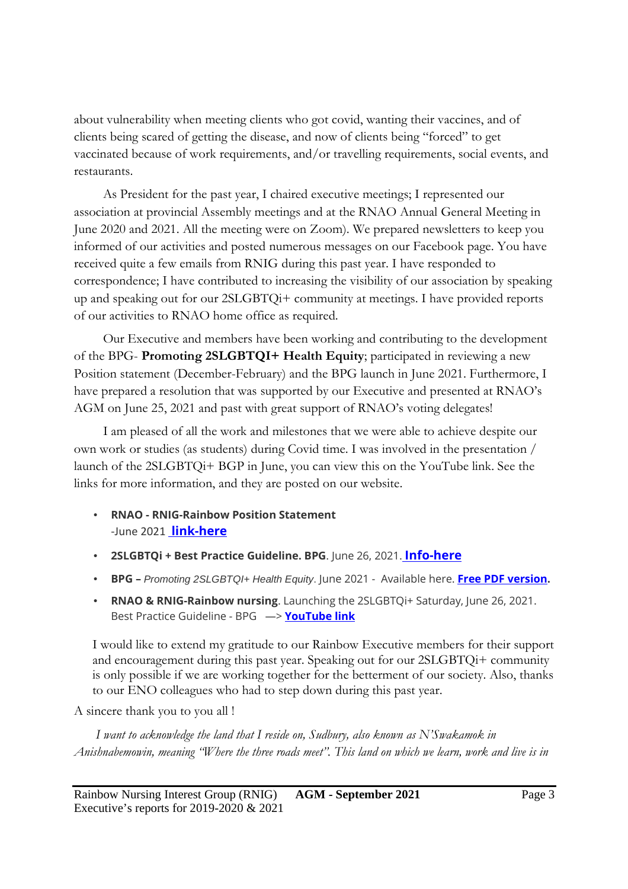about vulnerability when meeting clients who got covid, wanting their vaccines, and of clients being scared of getting the disease, and now of clients being "forced" to get vaccinated because of work requirements, and/or travelling requirements, social events, and restaurants.

As President for the past year, I chaired executive meetings; I represented our association at provincial Assembly meetings and at the RNAO Annual General Meeting in June 2020 and 2021. All the meeting were on Zoom). We prepared newsletters to keep you informed of our activities and posted numerous messages on our Facebook page. You have received quite a few emails from RNIG during this past year. I have responded to correspondence; I have contributed to increasing the visibility of our association by speaking up and speaking out for our 2SLGBTQi+ community at meetings. I have provided reports of our activities to RNAO home office as required.

Our Executive and members have been working and contributing to the development of the BPG- **Promoting 2SLGBTQI+ Health Equity**; participated in reviewing a new Position statement (December-February) and the BPG launch in June 2021. Furthermore, I have prepared a resolution that was supported by our Executive and presented at RNAO's AGM on June 25, 2021 and past with great support of RNAO's voting delegates!

I am pleased of all the work and milestones that we were able to achieve despite our own work or studies (as students) during Covid time. I was involved in the presentation / launch of the 2SLGBTQi+ BGP in June, you can view this on the YouTube link. See the links for more information, and they are posted on our website.

- **RNAO - RNIG-Rainbow Position Statement** -June 2021 **link-here**
- **2SLGBTQi + Best Practice Guideline. BPG**. June 26, 2021. **Info-here**
- **BPG –** *Promoting 2SLGBTQI+ Health Equity*. June 2021 - Available here. **Free PDF version.**
- **RNAO & RNIG-Rainbow nursing**. Launching the 2SLGBTQi+ Saturday, June 26, 2021. Best Practice Guideline - BPG —> **YouTube link**

I would like to extend my gratitude to our Rainbow Executive members for their support and encouragement during this past year. Speaking out for our 2SLGBTQi+ community is only possible if we are working together for the betterment of our society. Also, thanks to our ENO colleagues who had to step down during this past year.

A sincere thank you to you all !

*I want to acknowledge the land that I reside on, Sudbury, also known as N'Swakamok in Anishnabemowin, meaning "Where the three roads meet". This land on which we learn, work and live is in*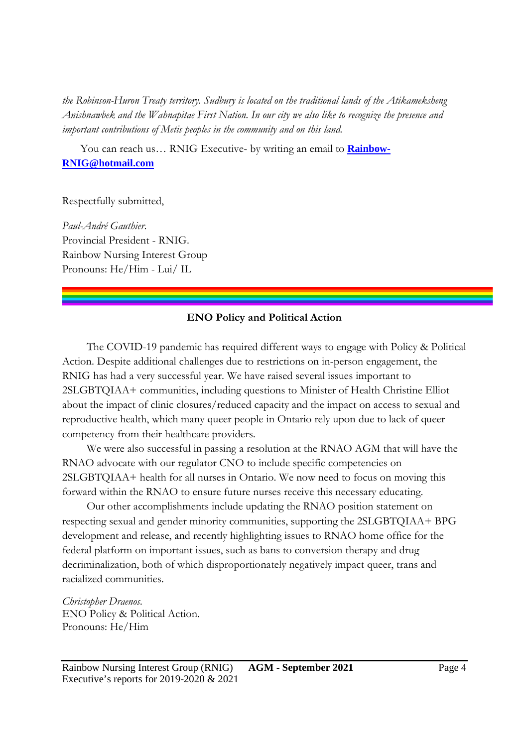*the Robinson-Huron Treaty territory. Sudbury is located on the traditional lands of the Atikameksheng Anishnawbek and the Wahnapitae First Nation. In our city we also like to recognize the presence and important contributions of Metis peoples in the community and on this land.*

You can reach us… RNIG Executive- by writing an email to **Rainbow-RNIG@hotmail.com**

Respectfully submitted,

*Paul-André Gauthier.*
Provincial President - RNIG.
Rainbow Nursing Interest Group
Pronouns: He/Him - Lui/ IL

---

## ENO Policy and Political Action

The COVID-19 pandemic has required different ways to engage with Policy & Political Action. Despite additional challenges due to restrictions on in-person engagement, the RNIG has had a very successful year. We have raised several issues important to 2SLGBTQIAA+ communities, including questions to Minister of Health Christine Elliot about the impact of clinic closures/reduced capacity and the impact on access to sexual and reproductive health, which many queer people in Ontario rely upon due to lack of queer competency from their healthcare providers.

We were also successful in passing a resolution at the RNAO AGM that will have the RNAO advocate with our regulator CNO to include specific competencies on 2SLGBTQIAA+ health for all nurses in Ontario. We now need to focus on moving this forward within the RNAO to ensure future nurses receive this necessary educating.

Our other accomplishments include updating the RNAO position statement on respecting sexual and gender minority communities, supporting the 2SLGBTQIAA+ BPG development and release, and recently highlighting issues to RNAO home office for the federal platform on important issues, such as bans to conversion therapy and drug decriminalization, both of which disproportionately negatively impact queer, trans and racialized communities.

*Christopher Draenos.*
ENO Policy & Political Action.
Pronouns: He/Him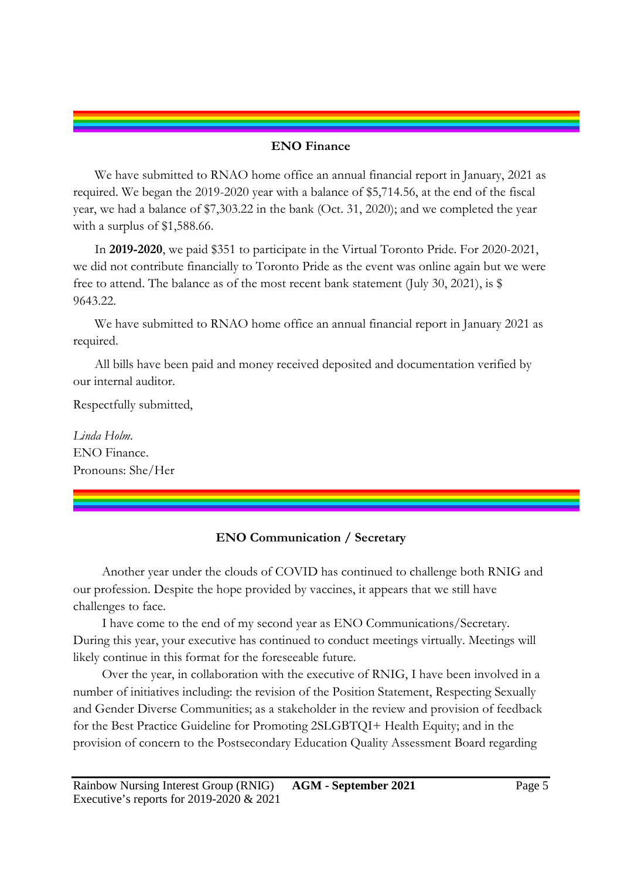## ENO Finance

We have submitted to RNAO home office an annual financial report in January, 2021 as required. We began the 2019-2020 year with a balance of $5,714.56, at the end of the fiscal year, we had a balance of $7,303.22 in the bank (Oct. 31, 2020); and we completed the year with a surplus of $1,588.66.

In **2019-2020**, we paid $351 to participate in the Virtual Toronto Pride. For 2020-2021, we did not contribute financially to Toronto Pride as the event was online again but we were free to attend. The balance as of the most recent bank statement (July 30, 2021), is $ 9643.22.

We have submitted to RNAO home office an annual financial report in January 2021 as required.

All bills have been paid and money received deposited and documentation verified by our internal auditor.

Respectfully submitted,

*Linda Holm.*
ENO Finance.
Pronouns: She/Her

## ENO Communication / Secretary

Another year under the clouds of COVID has continued to challenge both RNIG and our profession. Despite the hope provided by vaccines, it appears that we still have challenges to face.

I have come to the end of my second year as ENO Communications/Secretary. During this year, your executive has continued to conduct meetings virtually. Meetings will likely continue in this format for the foreseeable future.

Over the year, in collaboration with the executive of RNIG, I have been involved in a number of initiatives including: the revision of the Position Statement, Respecting Sexually and Gender Diverse Communities; as a stakeholder in the review and provision of feedback for the Best Practice Guideline for Promoting 2SLGBTQI+ Health Equity; and in the provision of concern to the Postsecondary Education Quality Assessment Board regarding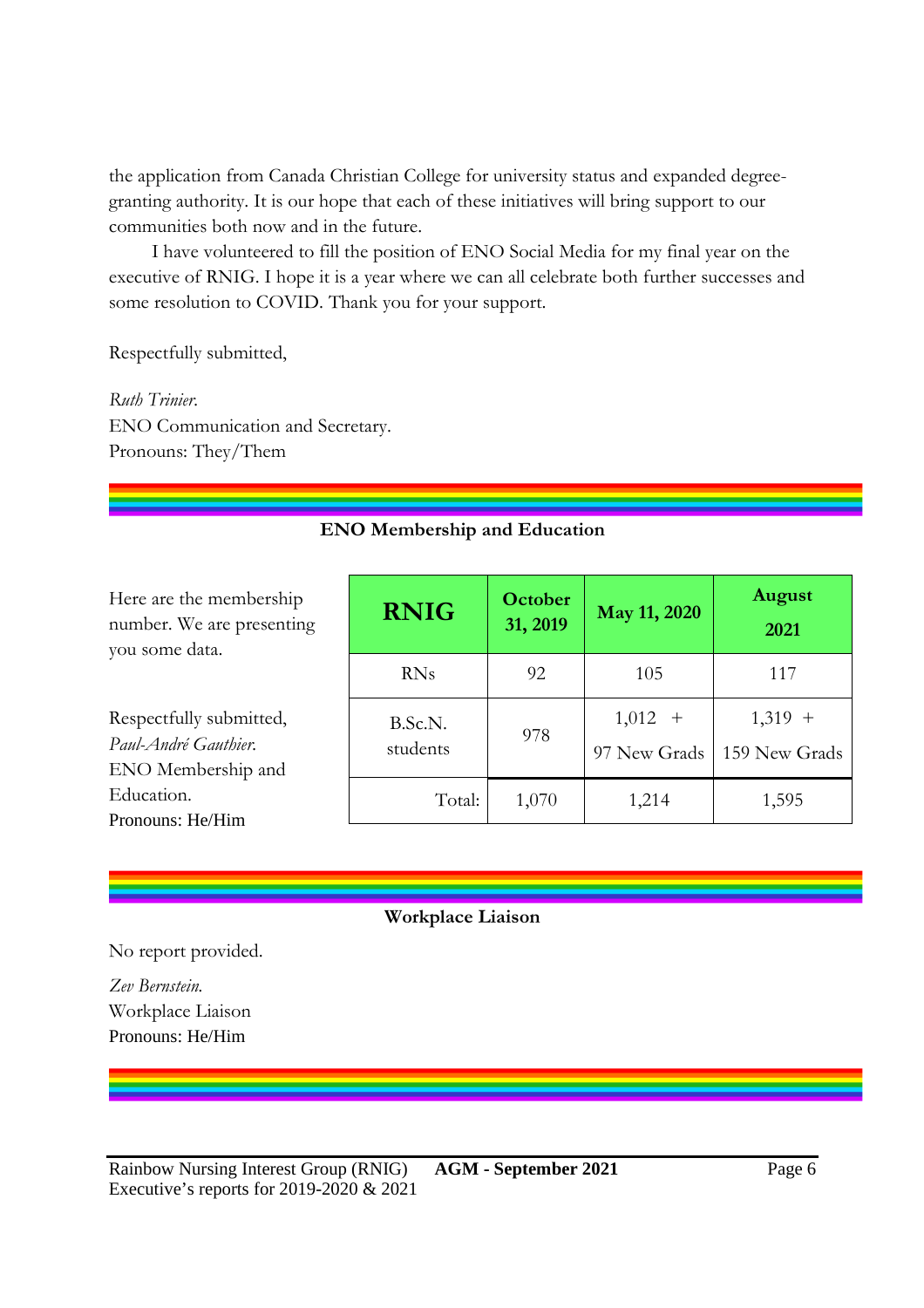the application from Canada Christian College for university status and expanded degree-granting authority. It is our hope that each of these initiatives will bring support to our communities both now and in the future.

I have volunteered to fill the position of ENO Social Media for my final year on the executive of RNIG. I hope it is a year where we can all celebrate both further successes and some resolution to COVID. Thank you for your support.

Respectfully submitted,

*Ruth Trinier.*
ENO Communication and Secretary.
Pronouns: They/Them

## ENO Membership and Education

Here are the membership number. We are presenting you some data.

| RNIG | October 31, 2019 | May 11, 2020 | August 2021 |
|---|---|---|---|
| RNs | 92 | 105 | 117 |
| B.Sc.N. students | 978 | 1,012 + 97 New Grads | 1,319 + 159 New Grads |
| Total: | 1,070 | 1,214 | 1,595 |

Respectfully submitted,
*Paul-André Gauthier.*
ENO Membership and Education.
Pronouns: He/Him

## Workplace Liaison

No report provided.

*Zev Bernstein.*
Workplace Liaison
Pronouns: He/Him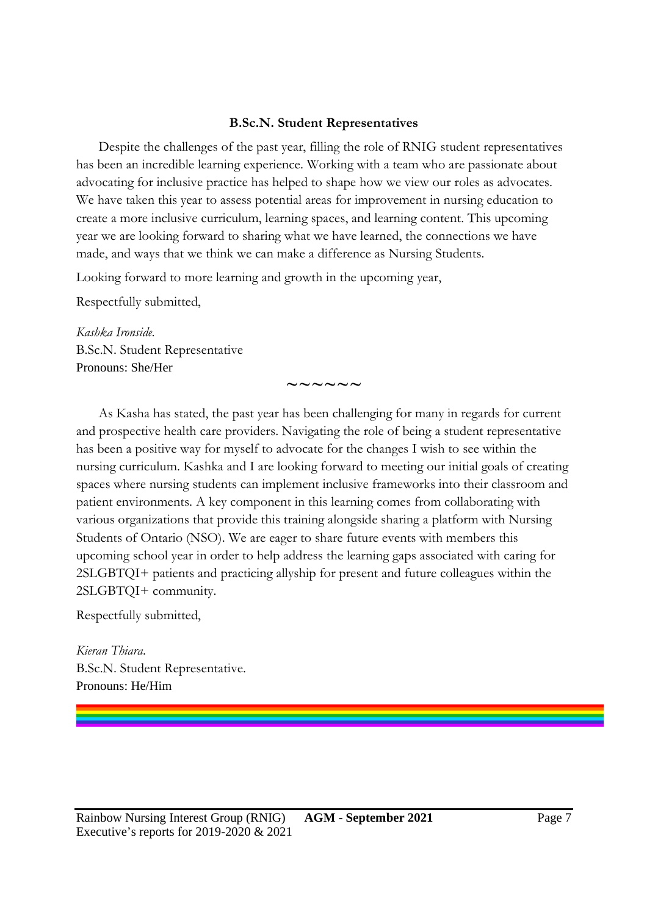### B.Sc.N. Student Representatives

Despite the challenges of the past year, filling the role of RNIG student representatives has been an incredible learning experience. Working with a team who are passionate about advocating for inclusive practice has helped to shape how we view our roles as advocates. We have taken this year to assess potential areas for improvement in nursing education to create a more inclusive curriculum, learning spaces, and learning content. This upcoming year we are looking forward to sharing what we have learned, the connections we have made, and ways that we think we can make a difference as Nursing Students.

Looking forward to more learning and growth in the upcoming year,

Respectfully submitted,

*Kashka Ironside.*
B.Sc.N. Student Representative
Pronouns: She/Her

~~~~~~

As Kasha has stated, the past year has been challenging for many in regards for current and prospective health care providers. Navigating the role of being a student representative has been a positive way for myself to advocate for the changes I wish to see within the nursing curriculum. Kashka and I are looking forward to meeting our initial goals of creating spaces where nursing students can implement inclusive frameworks into their classroom and patient environments. A key component in this learning comes from collaborating with various organizations that provide this training alongside sharing a platform with Nursing Students of Ontario (NSO). We are eager to share future events with members this upcoming school year in order to help address the learning gaps associated with caring for 2SLGBTQI+ patients and practicing allyship for present and future colleagues within the 2SLGBTQI+ community.

Respectfully submitted,

*Kieran Thiara.*
B.Sc.N. Student Representative.
Pronouns: He/Him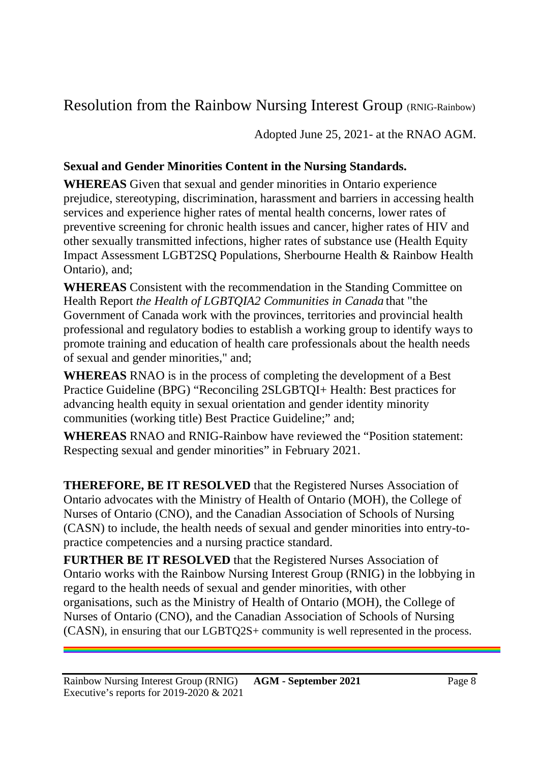# Resolution from the Rainbow Nursing Interest Group (RNIG-Rainbow)

Adopted June 25, 2021- at the RNAO AGM.

**Sexual and Gender Minorities Content in the Nursing Standards.**

**WHEREAS** Given that sexual and gender minorities in Ontario experience prejudice, stereotyping, discrimination, harassment and barriers in accessing health services and experience higher rates of mental health concerns, lower rates of preventive screening for chronic health issues and cancer, higher rates of HIV and other sexually transmitted infections, higher rates of substance use (Health Equity Impact Assessment LGBT2SQ Populations, Sherbourne Health & Rainbow Health Ontario), and;

**WHEREAS** Consistent with the recommendation in the Standing Committee on Health Report *the Health of LGBTQIA2 Communities in Canada* that "the Government of Canada work with the provinces, territories and provincial health professional and regulatory bodies to establish a working group to identify ways to promote training and education of health care professionals about the health needs of sexual and gender minorities," and;

**WHEREAS** RNAO is in the process of completing the development of a Best Practice Guideline (BPG) "Reconciling 2SLGBTQI+ Health: Best practices for advancing health equity in sexual orientation and gender identity minority communities (working title) Best Practice Guideline;" and;

**WHEREAS** RNAO and RNIG-Rainbow have reviewed the "Position statement: Respecting sexual and gender minorities" in February 2021.

**THEREFORE, BE IT RESOLVED** that the Registered Nurses Association of Ontario advocates with the Ministry of Health of Ontario (MOH), the College of Nurses of Ontario (CNO), and the Canadian Association of Schools of Nursing (CASN) to include, the health needs of sexual and gender minorities into entry-to-practice competencies and a nursing practice standard.

**FURTHER BE IT RESOLVED** that the Registered Nurses Association of Ontario works with the Rainbow Nursing Interest Group (RNIG) in the lobbying in regard to the health needs of sexual and gender minorities, with other organisations, such as the Ministry of Health of Ontario (MOH), the College of Nurses of Ontario (CNO), and the Canadian Association of Schools of Nursing (CASN), in ensuring that our LGBTQ2S+ community is well represented in the process.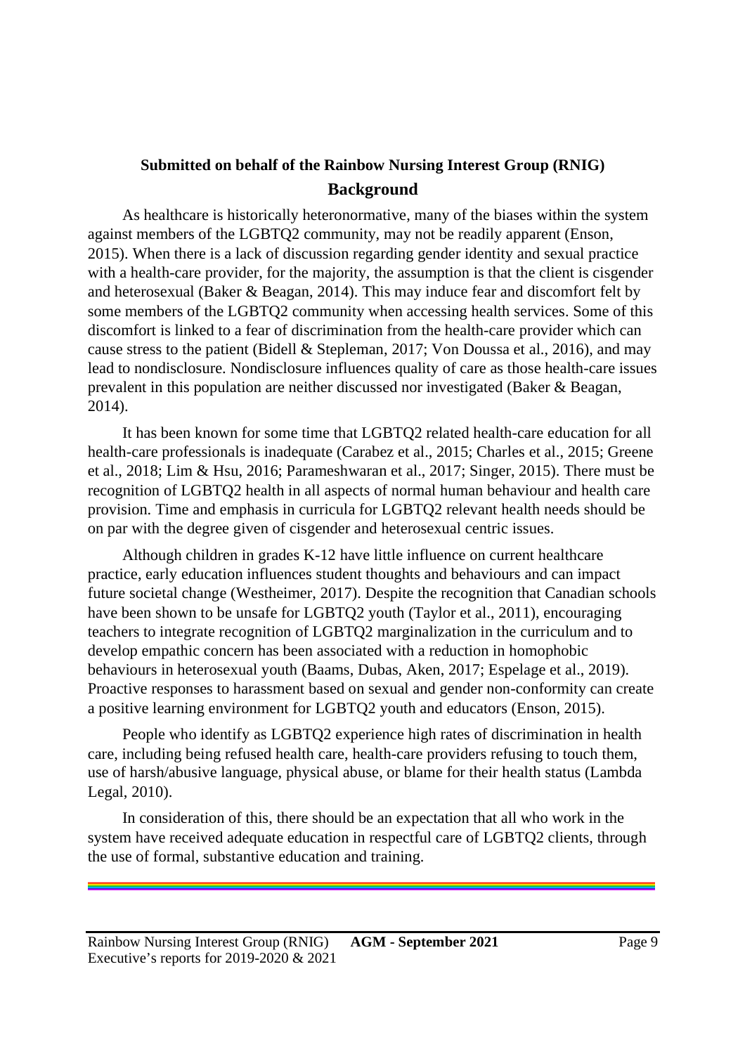**Submitted on behalf of the Rainbow Nursing Interest Group (RNIG)**

## Background

As healthcare is historically heteronormative, many of the biases within the system against members of the LGBTQ2 community, may not be readily apparent (Enson, 2015). When there is a lack of discussion regarding gender identity and sexual practice with a health-care provider, for the majority, the assumption is that the client is cisgender and heterosexual (Baker & Beagan, 2014). This may induce fear and discomfort felt by some members of the LGBTQ2 community when accessing health services. Some of this discomfort is linked to a fear of discrimination from the health-care provider which can cause stress to the patient (Bidell & Stepleman, 2017; Von Doussa et al., 2016), and may lead to nondisclosure. Nondisclosure influences quality of care as those health-care issues prevalent in this population are neither discussed nor investigated (Baker & Beagan, 2014).

It has been known for some time that LGBTQ2 related health-care education for all health-care professionals is inadequate (Carabez et al., 2015; Charles et al., 2015; Greene et al., 2018; Lim & Hsu, 2016; Parameshwaran et al., 2017; Singer, 2015). There must be recognition of LGBTQ2 health in all aspects of normal human behaviour and health care provision. Time and emphasis in curricula for LGBTQ2 relevant health needs should be on par with the degree given of cisgender and heterosexual centric issues.

Although children in grades K-12 have little influence on current healthcare practice, early education influences student thoughts and behaviours and can impact future societal change (Westheimer, 2017). Despite the recognition that Canadian schools have been shown to be unsafe for LGBTQ2 youth (Taylor et al., 2011), encouraging teachers to integrate recognition of LGBTQ2 marginalization in the curriculum and to develop empathic concern has been associated with a reduction in homophobic behaviours in heterosexual youth (Baams, Dubas, Aken, 2017; Espelage et al., 2019). Proactive responses to harassment based on sexual and gender non-conformity can create a positive learning environment for LGBTQ2 youth and educators (Enson, 2015).

People who identify as LGBTQ2 experience high rates of discrimination in health care, including being refused health care, health-care providers refusing to touch them, use of harsh/abusive language, physical abuse, or blame for their health status (Lambda Legal, 2010).

In consideration of this, there should be an expectation that all who work in the system have received adequate education in respectful care of LGBTQ2 clients, through the use of formal, substantive education and training.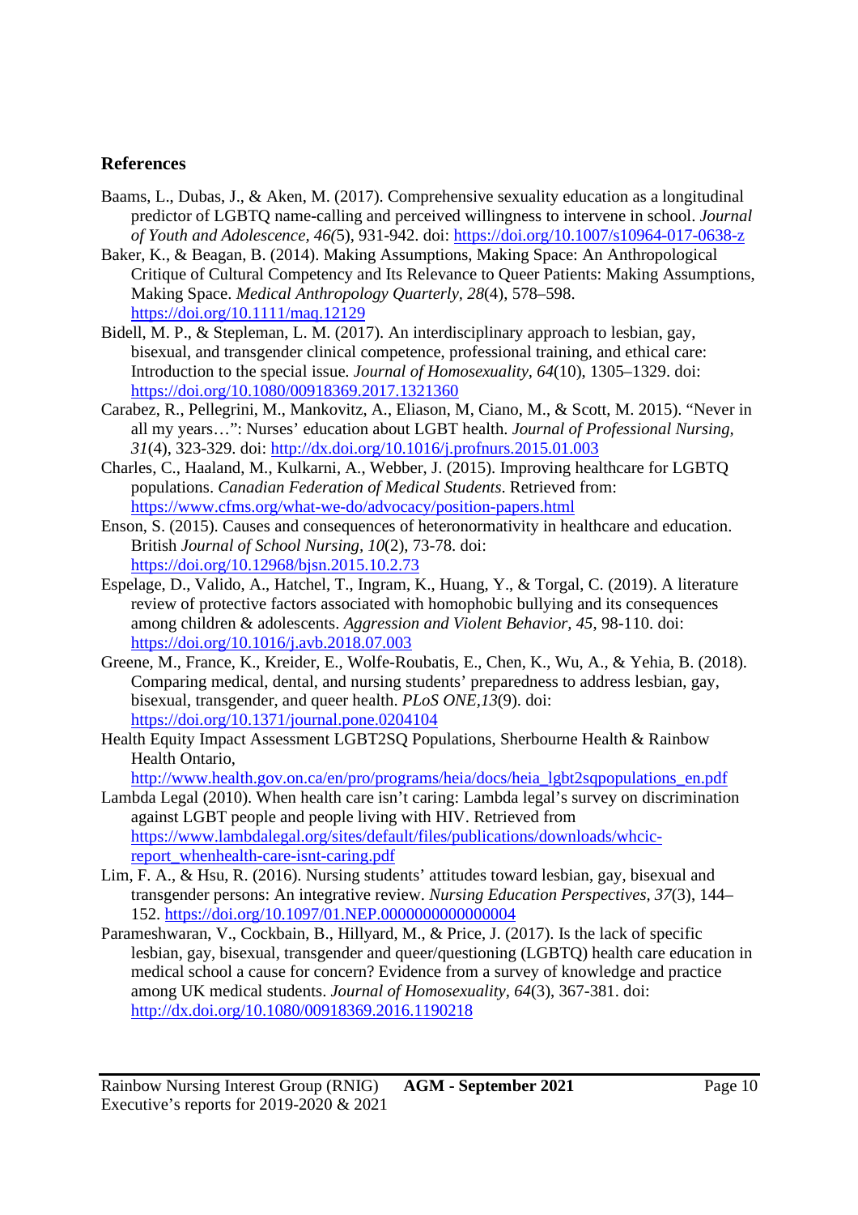## References

Baams, L., Dubas, J., & Aken, M. (2017). Comprehensive sexuality education as a longitudinal predictor of LGBTQ name-calling and perceived willingness to intervene in school. *Journal of Youth and Adolescence, 46(*5), 931-942. doi: https://doi.org/10.1007/s10964-017-0638-z

Baker, K., & Beagan, B. (2014). Making Assumptions, Making Space: An Anthropological Critique of Cultural Competency and Its Relevance to Queer Patients: Making Assumptions, Making Space. *Medical Anthropology Quarterly*, *28*(4), 578–598. https://doi.org/10.1111/maq.12129

Bidell, M. P., & Stepleman, L. M. (2017). An interdisciplinary approach to lesbian, gay, bisexual, and transgender clinical competence, professional training, and ethical care: Introduction to the special issue. *Journal of Homosexuality*, *64*(10), 1305–1329. doi: https://doi.org/10.1080/00918369.2017.1321360

Carabez, R., Pellegrini, M., Mankovitz, A., Eliason, M, Ciano, M., & Scott, M. 2015). "Never in all my years…": Nurses' education about LGBT health. *Journal of Professional Nursing, 31*(4), 323-329. doi: http://dx.doi.org/10.1016/j.profnurs.2015.01.003

Charles, C., Haaland, M., Kulkarni, A., Webber, J. (2015). Improving healthcare for LGBTQ populations. *Canadian Federation of Medical Students*. Retrieved from: https://www.cfms.org/what-we-do/advocacy/position-papers.html

Enson, S. (2015). Causes and consequences of heteronormativity in healthcare and education. British *Journal of School Nursing, 10*(2), 73-78. doi: https://doi.org/10.12968/bjsn.2015.10.2.73

Espelage, D., Valido, A., Hatchel, T., Ingram, K., Huang, Y., & Torgal, C. (2019). A literature review of protective factors associated with homophobic bullying and its consequences among children & adolescents. *Aggression and Violent Behavior, 45*, 98-110. doi: https://doi.org/10.1016/j.avb.2018.07.003

Greene, M., France, K., Kreider, E., Wolfe-Roubatis, E., Chen, K., Wu, A., & Yehia, B. (2018). Comparing medical, dental, and nursing students' preparedness to address lesbian, gay, bisexual, transgender, and queer health. *PLoS ONE,13*(9). doi: https://doi.org/10.1371/journal.pone.0204104

Health Equity Impact Assessment LGBT2SQ Populations, Sherbourne Health & Rainbow Health Ontario, http://www.health.gov.on.ca/en/pro/programs/heia/docs/heia_lgbt2sqpopulations_en.pdf

Lambda Legal (2010). When health care isn't caring: Lambda legal's survey on discrimination against LGBT people and people living with HIV. Retrieved from https://www.lambdalegal.org/sites/default/files/publications/downloads/whcic-report_whenhealth-care-isnt-caring.pdf

Lim, F. A., & Hsu, R. (2016). Nursing students' attitudes toward lesbian, gay, bisexual and transgender persons: An integrative review. *Nursing Education Perspectives, 37*(3), 144–152. https://doi.org/10.1097/01.NEP.0000000000000004

Parameshwaran, V., Cockbain, B., Hillyard, M., & Price, J. (2017). Is the lack of specific lesbian, gay, bisexual, transgender and queer/questioning (LGBTQ) health care education in medical school a cause for concern? Evidence from a survey of knowledge and practice among UK medical students. *Journal of Homosexuality, 64*(3), 367-381. doi: http://dx.doi.org/10.1080/00918369.2016.1190218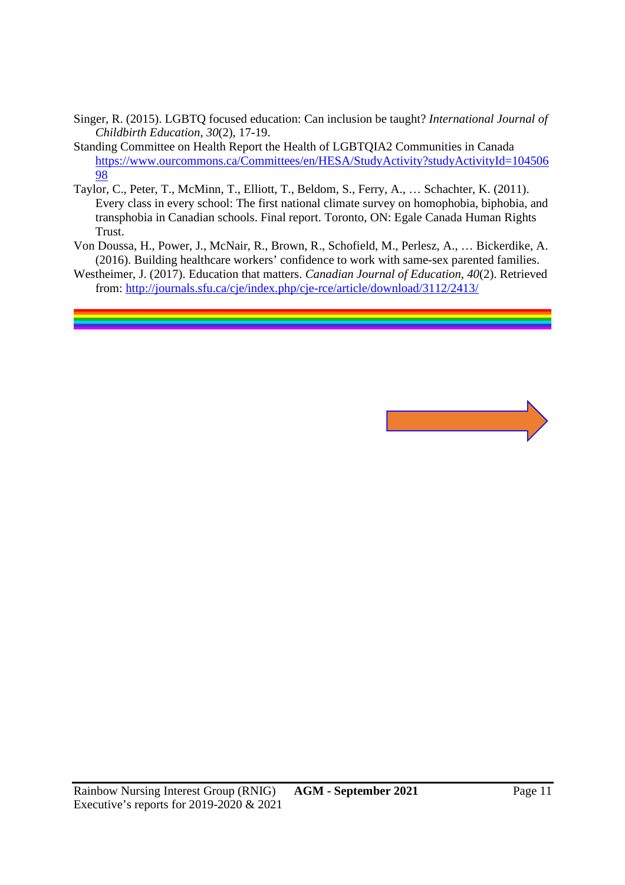Singer, R. (2015). LGBTQ focused education: Can inclusion be taught? *International Journal of Childbirth Education, 30*(2), 17-19.

Standing Committee on Health Report the Health of LGBTQIA2 Communities in Canada https://www.ourcommons.ca/Committees/en/HESA/StudyActivity?studyActivityId=10450698

Taylor, C., Peter, T., McMinn, T., Elliott, T., Beldom, S., Ferry, A., … Schachter, K. (2011). Every class in every school: The first national climate survey on homophobia, biphobia, and transphobia in Canadian schools. Final report. Toronto, ON: Egale Canada Human Rights Trust.

Von Doussa, H., Power, J., McNair, R., Brown, R., Schofield, M., Perlesz, A., … Bickerdike, A. (2016). Building healthcare workers' confidence to work with same-sex parented families.

Westheimer, J. (2017). Education that matters. *Canadian Journal of Education, 40*(2). Retrieved from: http://journals.sfu.ca/cje/index.php/cje-rce/article/download/3112/2413/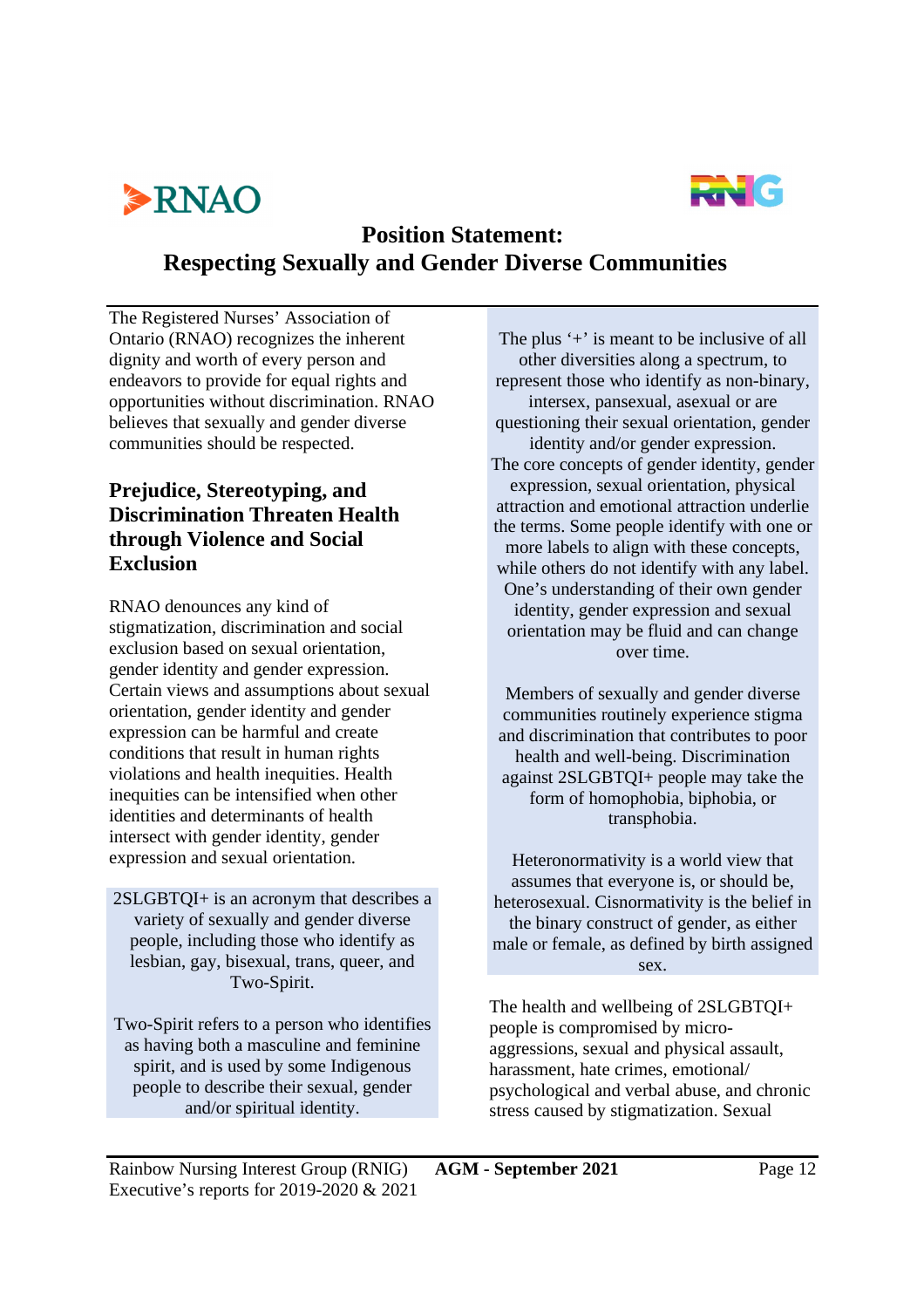# Position Statement:
# Respecting Sexually and Gender Diverse Communities

The Registered Nurses' Association of Ontario (RNAO) recognizes the inherent dignity and worth of every person and endeavors to provide for equal rights and opportunities without discrimination. RNAO believes that sexually and gender diverse communities should be respected.

## Prejudice, Stereotyping, and Discrimination Threaten Health through Violence and Social Exclusion

RNAO denounces any kind of stigmatization, discrimination and social exclusion based on sexual orientation, gender identity and gender expression. Certain views and assumptions about sexual orientation, gender identity and gender expression can be harmful and create conditions that result in human rights violations and health inequities. Health inequities can be intensified when other identities and determinants of health intersect with gender identity, gender expression and sexual orientation.

2SLGBTQI+ is an acronym that describes a variety of sexually and gender diverse people, including those who identify as lesbian, gay, bisexual, trans, queer, and Two-Spirit.

Two-Spirit refers to a person who identifies as having both a masculine and feminine spirit, and is used by some Indigenous people to describe their sexual, gender and/or spiritual identity.

The plus '+' is meant to be inclusive of all other diversities along a spectrum, to represent those who identify as non-binary, intersex, pansexual, asexual or are questioning their sexual orientation, gender identity and/or gender expression. The core concepts of gender identity, gender expression, sexual orientation, physical attraction and emotional attraction underlie the terms. Some people identify with one or more labels to align with these concepts, while others do not identify with any label. One's understanding of their own gender identity, gender expression and sexual orientation may be fluid and can change over time.

Members of sexually and gender diverse communities routinely experience stigma and discrimination that contributes to poor health and well-being. Discrimination against 2SLGBTQI+ people may take the form of homophobia, biphobia, or transphobia.

Heteronormativity is a world view that assumes that everyone is, or should be, heterosexual. Cisnormativity is the belief in the binary construct of gender, as either male or female, as defined by birth assigned sex.

The health and wellbeing of 2SLGBTQI+ people is compromised by micro-aggressions, sexual and physical assault, harassment, hate crimes, emotional/ psychological and verbal abuse, and chronic stress caused by stigmatization. Sexual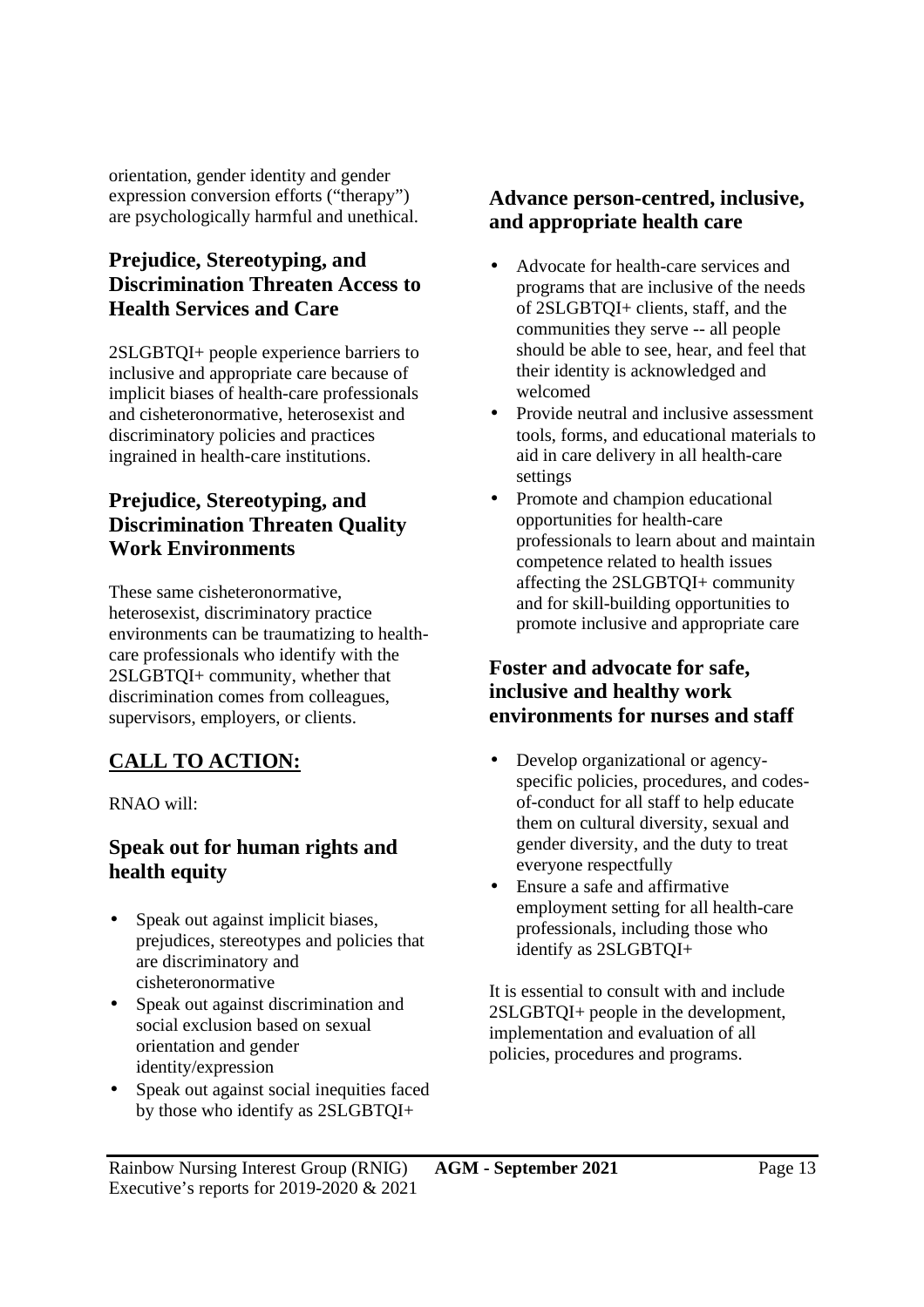orientation, gender identity and gender expression conversion efforts ("therapy") are psychologically harmful and unethical.

### Prejudice, Stereotyping, and Discrimination Threaten Access to Health Services and Care

2SLGBTQI+ people experience barriers to inclusive and appropriate care because of implicit biases of health-care professionals and cisheteronormative, heterosexist and discriminatory policies and practices ingrained in health-care institutions.

### Prejudice, Stereotyping, and Discrimination Threaten Quality Work Environments

These same cisheteronormative, heterosexist, discriminatory practice environments can be traumatizing to health-care professionals who identify with the 2SLGBTQI+ community, whether that discrimination comes from colleagues, supervisors, employers, or clients.

## CALL TO ACTION:

RNAO will:

### Speak out for human rights and health equity

- Speak out against implicit biases, prejudices, stereotypes and policies that are discriminatory and cisheteronormative
- Speak out against discrimination and social exclusion based on sexual orientation and gender identity/expression
- Speak out against social inequities faced by those who identify as 2SLGBTQI+

### Advance person-centred, inclusive, and appropriate health care

- Advocate for health-care services and programs that are inclusive of the needs of 2SLGBTQI+ clients, staff, and the communities they serve -- all people should be able to see, hear, and feel that their identity is acknowledged and welcomed
- Provide neutral and inclusive assessment tools, forms, and educational materials to aid in care delivery in all health-care settings
- Promote and champion educational opportunities for health-care professionals to learn about and maintain competence related to health issues affecting the 2SLGBTQI+ community and for skill-building opportunities to promote inclusive and appropriate care

### Foster and advocate for safe, inclusive and healthy work environments for nurses and staff

- Develop organizational or agency-specific policies, procedures, and codes-of-conduct for all staff to help educate them on cultural diversity, sexual and gender diversity, and the duty to treat everyone respectfully
- Ensure a safe and affirmative employment setting for all health-care professionals, including those who identify as 2SLGBTQI+

It is essential to consult with and include 2SLGBTQI+ people in the development, implementation and evaluation of all policies, procedures and programs.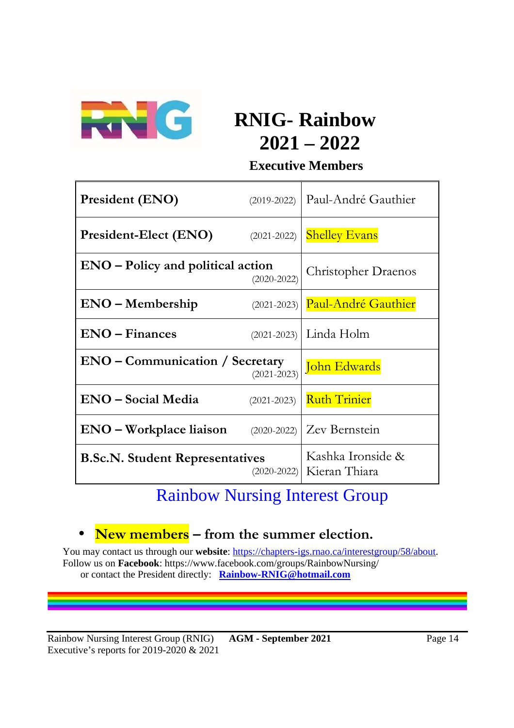# RNIG- Rainbow 2021 – 2022

### Executive Members

| | | |
|---|---|---|
| **President (ENO)** | (2019-2022) | Paul-André Gauthier |
| **President-Elect (ENO)** | (2021-2022) | Shelley Evans |
| **ENO – Policy and political action** | (2020-2022) | Christopher Draenos |
| **ENO – Membership** | (2021-2023) | Paul-André Gauthier |
| **ENO – Finances** | (2021-2023) | Linda Holm |
| **ENO – Communication / Secretary** | (2021-2023) | John Edwards |
| **ENO – Social Media** | (2021-2023) | Ruth Trinier |
| **ENO – Workplace liaison** | (2020-2022) | Zev Bernstein |
| **B.Sc.N. Student Representatives** | (2020-2022) | Kashka Ironside & Kieran Thiara |

Rainbow Nursing Interest Group

- **New members – from the summer election.**

You may contact us through our **website**: https://chapters-igs.rnao.ca/interestgroup/58/about.
Follow us on **Facebook**: https://www.facebook.com/groups/RainbowNursing/
or contact the President directly: **Rainbow-RNIG@hotmail.com**